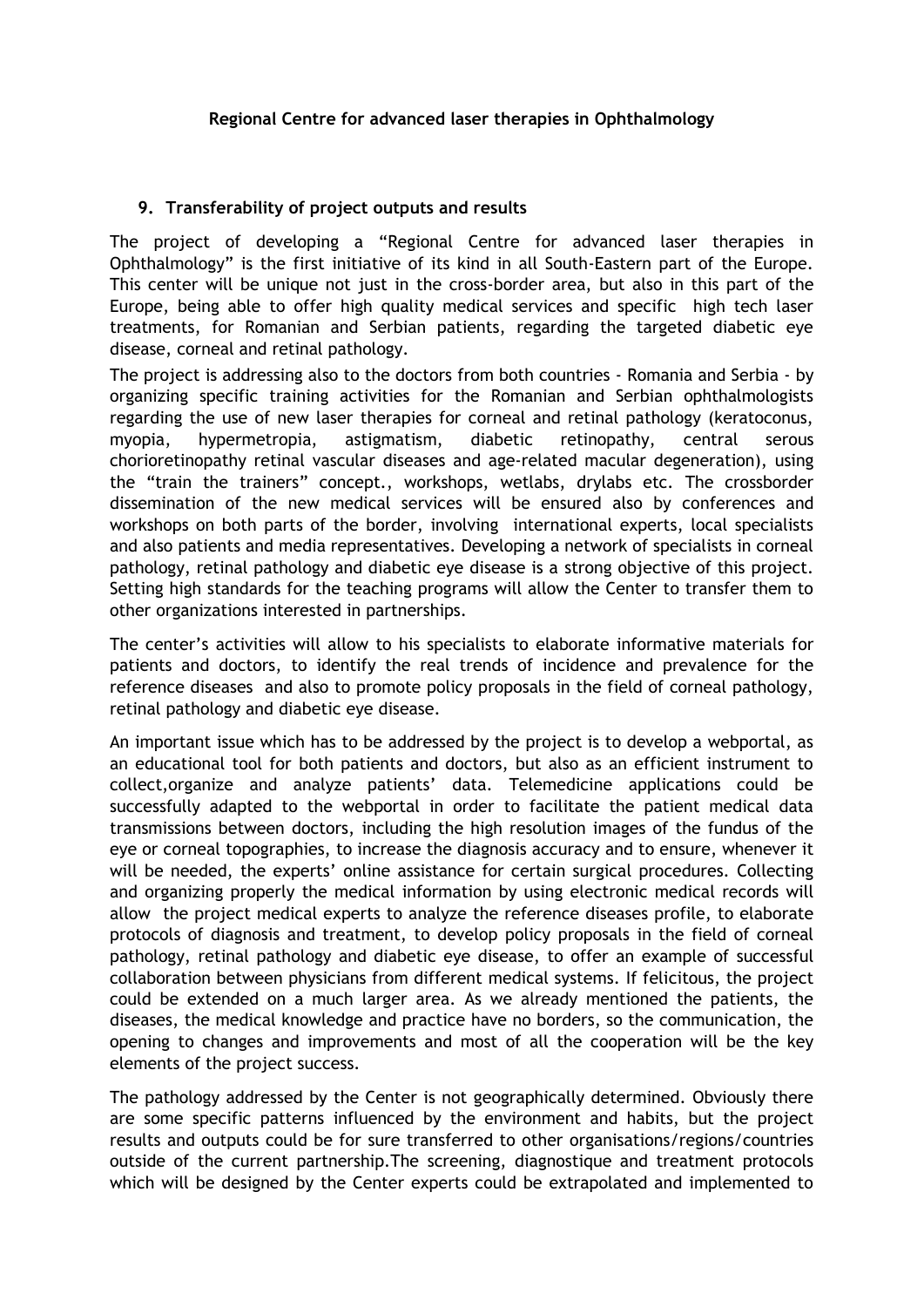**Regional Centre for advanced laser therapies in Ophthalmology**

## 9. Transferability of project outputs and results

The project of developing a "Regional Centre for advanced laser therapies in Ophthalmology" is the first initiative of its kind in all South-Eastern part of the Europe. This center will be unique not just in the cross-border area, but also in this part of the Europe, being able to offer high quality medical services and specific high tech laser treatments, for Romanian and Serbian patients, regarding the targeted diabetic eye disease, corneal and retinal pathology.

The project is addressing also to the doctors from both countries - Romania and Serbia - by organizing specific training activities for the Romanian and Serbian ophthalmologists regarding the use of new laser therapies for corneal and retinal pathology (keratoconus, myopia, hypermetropia, astigmatism, diabetic retinopathy, central serous chorioretinopathy retinal vascular diseases and age-related macular degeneration), using the "train the trainers" concept., workshops, wetlabs, drylabs etc. The crossborder dissemination of the new medical services will be ensured also by conferences and workshops on both parts of the border, involving international experts, local specialists and also patients and media representatives. Developing a network of specialists in corneal pathology, retinal pathology and diabetic eye disease is a strong objective of this project. Setting high standards for the teaching programs will allow the Center to transfer them to other organizations interested in partnerships.

The center's activities will allow to his specialists to elaborate informative materials for patients and doctors, to identify the real trends of incidence and prevalence for the reference diseases and also to promote policy proposals in the field of corneal pathology, retinal pathology and diabetic eye disease.

An important issue which has to be addressed by the project is to develop a webportal, as an educational tool for both patients and doctors, but also as an efficient instrument to collect,organize and analyze patients' data. Telemedicine applications could be successfully adapted to the webportal in order to facilitate the patient medical data transmissions between doctors, including the high resolution images of the fundus of the eye or corneal topographies, to increase the diagnosis accuracy and to ensure, whenever it will be needed, the experts' online assistance for certain surgical procedures. Collecting and organizing properly the medical information by using electronic medical records will allow the project medical experts to analyze the reference diseases profile, to elaborate protocols of diagnosis and treatment, to develop policy proposals in the field of corneal pathology, retinal pathology and diabetic eye disease, to offer an example of successful collaboration between physicians from different medical systems. If felicitous, the project could be extended on a much larger area. As we already mentioned the patients, the diseases, the medical knowledge and practice have no borders, so the communication, the opening to changes and improvements and most of all the cooperation will be the key elements of the project success.

The pathology addressed by the Center is not geographically determined. Obviously there are some specific patterns influenced by the environment and habits, but the project results and outputs could be for sure transferred to other organisations/regions/countries outside of the current partnership.The screening, diagnostique and treatment protocols which will be designed by the Center experts could be extrapolated and implemented to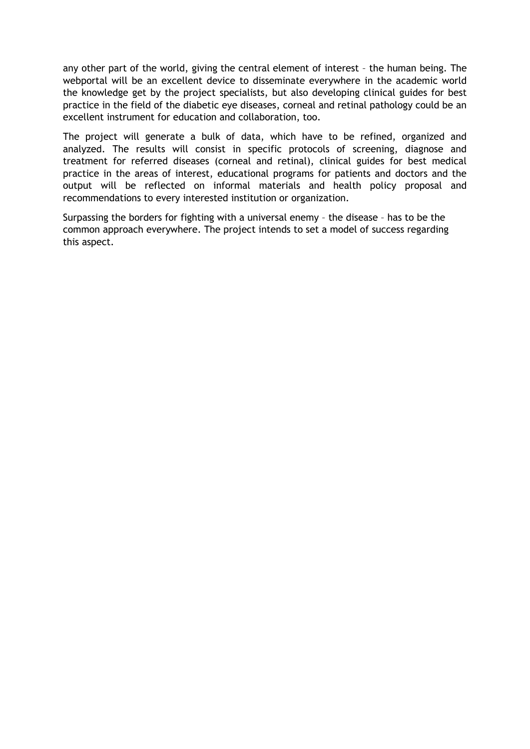any other part of the world, giving the central element of interest – the human being. The webportal will be an excellent device to disseminate everywhere in the academic world the knowledge get by the project specialists, but also developing clinical guides for best practice in the field of the diabetic eye diseases, corneal and retinal pathology could be an excellent instrument for education and collaboration, too.

The project will generate a bulk of data, which have to be refined, organized and analyzed. The results will consist in specific protocols of screening, diagnose and treatment for referred diseases (corneal and retinal), clinical guides for best medical practice in the areas of interest, educational programs for patients and doctors and the output will be reflected on informal materials and health policy proposal and recommendations to every interested institution or organization.

Surpassing the borders for fighting with a universal enemy – the disease – has to be the common approach everywhere. The project intends to set a model of success regarding this aspect.